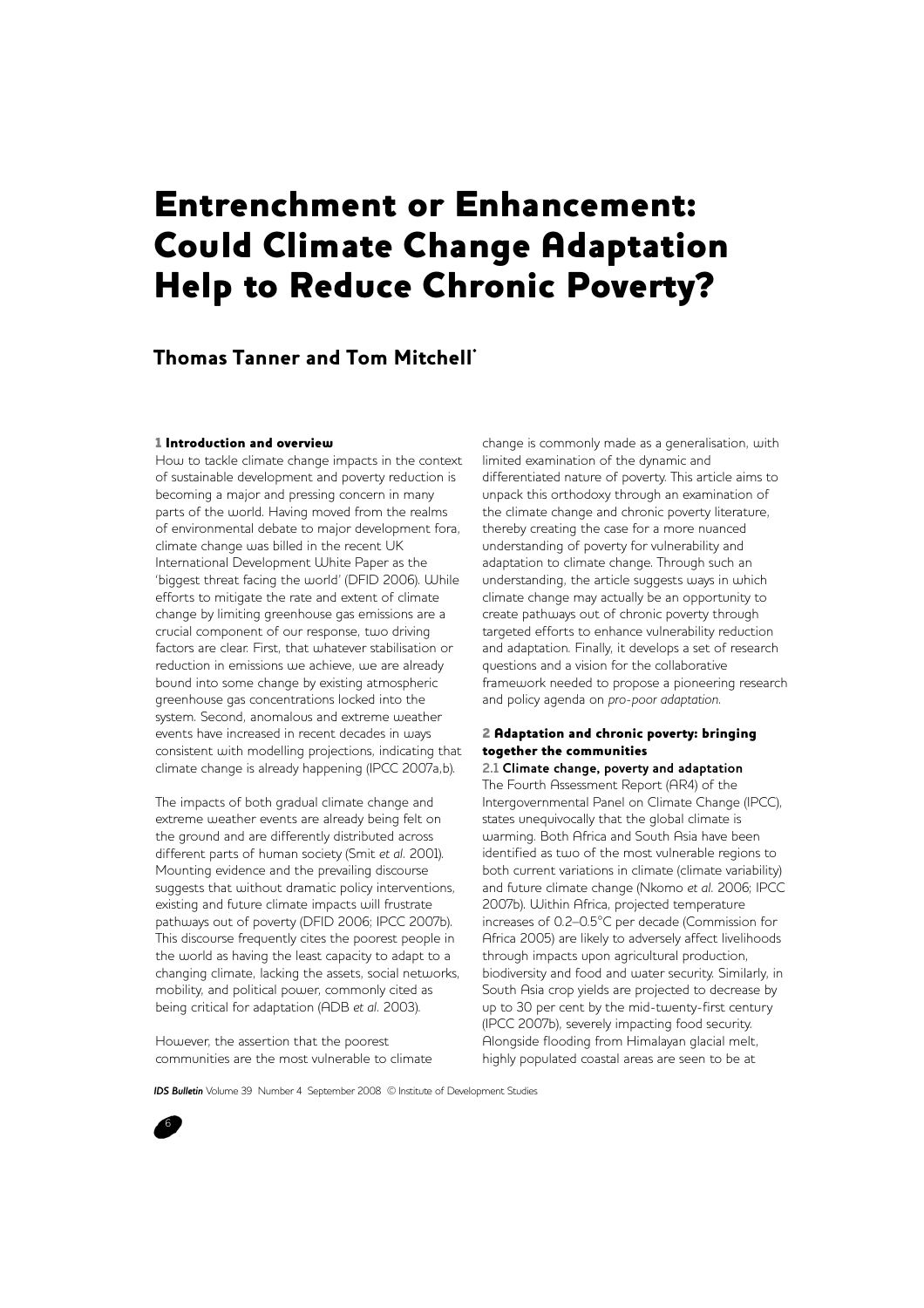# Entrenchment or Enhancement: Could Climate Change Adaptation Help to Reduce Chronic Poverty?

**Thomas Tanner and Tom Mitchell***

## 1 Introduction and overview

How to tackle climate change impacts in the context of sustainable development and poverty reduction is becoming a major and pressing concern in many parts of the world. Having moved from the realms of environmental debate to major development fora, climate change was billed in the recent UK International Development White Paper as the 'biggest threat facing the world' (DFID 2006). While efforts to mitigate the rate and extent of climate change by limiting greenhouse gas emissions are a crucial component of our response, two driving factors are clear. First, that whatever stabilisation or reduction in emissions we achieve, we are already bound into some change by existing atmospheric greenhouse gas concentrations locked into the system. Second, anomalous and extreme weather events have increased in recent decades in ways consistent with modelling projections, indicating that climate change is already happening (IPCC 2007a,b).

The impacts of both gradual climate change and extreme weather events are already being felt on the ground and are differently distributed across different parts of human society (Smit *et al.* 2001). Mounting evidence and the prevailing discourse suggests that without dramatic policy interventions, existing and future climate impacts will frustrate pathways out of poverty (DFID 2006; IPCC 2007b). This discourse frequently cites the poorest people in the world as having the least capacity to adapt to a changing climate, lacking the assets, social networks, mobility, and political power, commonly cited as being critical for adaptation (ADB *et al.* 2003).

However, the assertion that the poorest communities are the most vulnerable to climate change is commonly made as a generalisation, with limited examination of the dynamic and differentiated nature of poverty. This article aims to unpack this orthodoxy through an examination of the climate change and chronic poverty literature, thereby creating the case for a more nuanced understanding of poverty for vulnerability and adaptation to climate change. Through such an understanding, the article suggests ways in which climate change may actually be an opportunity to create pathways out of chronic poverty through targeted efforts to enhance vulnerability reduction and adaptation. Finally, it develops a set of research questions and a vision for the collaborative framework needed to propose a pioneering research and policy agenda on *pro-poor adaptation*.

## 2 Adaptation and chronic poverty: bringing together the communities

### 2.1 Climate change, poverty and adaptation

The Fourth Assessment Report (AR4) of the Intergovernmental Panel on Climate Change (IPCC), states unequivocally that the global climate is warming. Both Africa and South Asia have been identified as two of the most vulnerable regions to both current variations in climate (climate variability) and future climate change (Nkomo *et al.* 2006; IPCC 2007b). Within Africa, projected temperature increases of 0.2–0.5°C per decade (Commission for Africa 2005) are likely to adversely affect livelihoods through impacts upon agricultural production, biodiversity and food and water security. Similarly, in South Asia crop yields are projected to decrease by up to 30 per cent by the mid-twenty-first century (IPCC 2007b), severely impacting food security. Alongside flooding from Himalayan glacial melt, highly populated coastal areas are seen to be at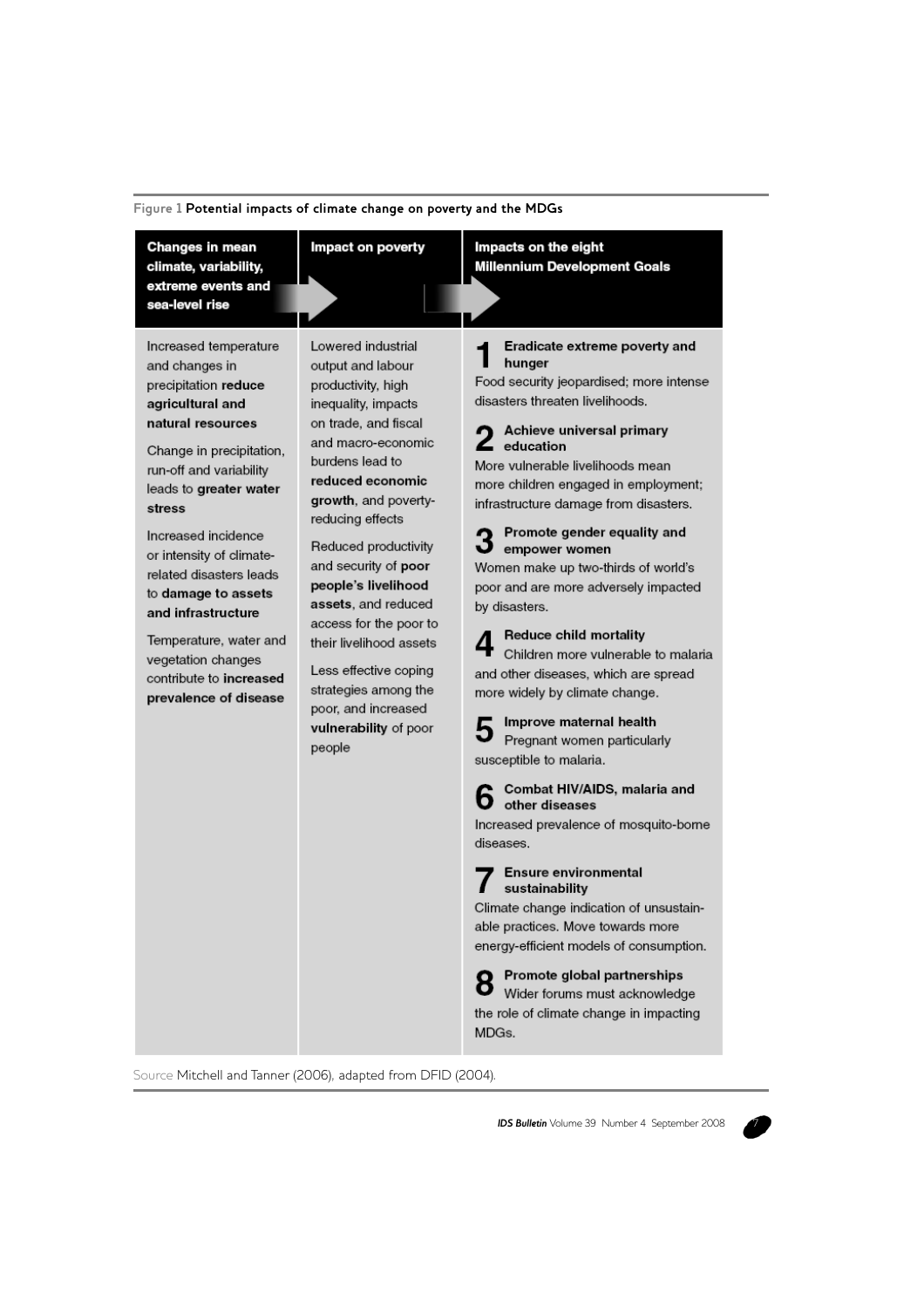**Figure 1 Potential impacts of climate change on poverty and the MDGs**

| Changes in mean climate, variability, extreme events and sea-level rise | Impact on poverty | Impacts on the eight Millennium Development Goals |
| --- | --- | --- |
| Increased temperature and changes in precipitation **reduce agricultural and natural resources**<br><br>Change in precipitation, run-off and variability leads to **greater water stress**<br><br>Increased incidence or intensity of climate-related disasters leads to **damage to assets and infrastructure**<br><br>Temperature, water and vegetation changes contribute to **increased prevalence of disease** | Lowered industrial output and labour productivity, high inequality, impacts on trade, and fiscal and macro-economic burdens lead to **reduced economic growth**, and poverty-reducing effects<br><br>Reduced productivity and security of **poor people's livelihood assets**, and reduced access for the poor to their livelihood assets<br><br>Less effective coping strategies among the poor, and increased **vulnerability** of poor people | **1 Eradicate extreme poverty and hunger**<br>Food security jeopardised; more intense disasters threaten livelihoods.<br><br>**2 Achieve universal primary education**<br>More vulnerable livelihoods mean more children engaged in employment; infrastructure damage from disasters.<br><br>**3 Promote gender equality and empower women**<br>Women make up two-thirds of world's poor and are more adversely impacted by disasters.<br><br>**4 Reduce child mortality**<br>Children more vulnerable to malaria and other diseases, which are spread more widely by climate change.<br><br>**5 Improve maternal health**<br>Pregnant women particularly susceptible to malaria.<br><br>**6 Combat HIV/AIDS, malaria and other diseases**<br>Increased prevalence of mosquito-borne diseases.<br><br>**7 Ensure environmental sustainability**<br>Climate change indication of unsustainable practices. Move towards more energy-efficient models of consumption.<br><br>**8 Promote global partnerships**<br>Wider forums must acknowledge the role of climate change in impacting MDGs. |

Source Mitchell and Tanner (2006), adapted from DFID (2004).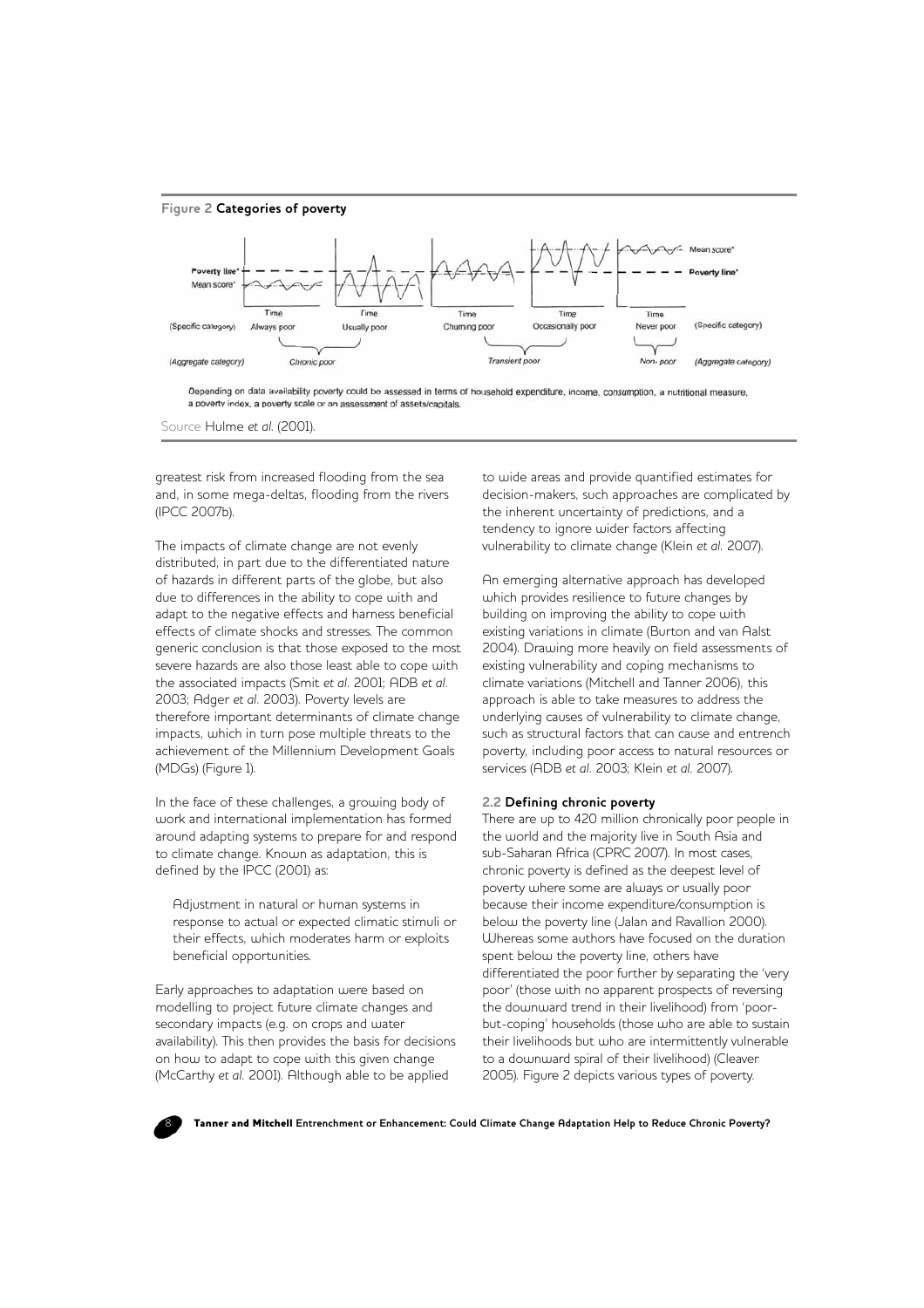**Figure 2 Categories of poverty**

Depending on data availability poverty could be assessed in terms of household expenditure, income, consumption, a nutritional measure, a poverty index, a poverty scale or an assessment of assets/capitals.

Source Hulme *et al.* (2001).

greatest risk from increased flooding from the sea and, in some mega-deltas, flooding from the rivers (IPCC 2007b).

The impacts of climate change are not evenly distributed, in part due to the differentiated nature of hazards in different parts of the globe, but also due to differences in the ability to cope with and adapt to the negative effects and harness beneficial effects of climate shocks and stresses. The common generic conclusion is that those exposed to the most severe hazards are also those least able to cope with the associated impacts (Smit *et al.* 2001; ADB *et al.* 2003; Adger *et al.* 2003). Poverty levels are therefore important determinants of climate change impacts, which in turn pose multiple threats to the achievement of the Millennium Development Goals (MDGs) (Figure 1).

In the face of these challenges, a growing body of work and international implementation has formed around adapting systems to prepare for and respond to climate change. Known as adaptation, this is defined by the IPCC (2001) as:

> Adjustment in natural or human systems in response to actual or expected climatic stimuli or their effects, which moderates harm or exploits beneficial opportunities.

Early approaches to adaptation were based on modelling to project future climate changes and secondary impacts (e.g. on crops and water availability). This then provides the basis for decisions on how to adapt to cope with this given change (McCarthy *et al.* 2001). Although able to be applied to wide areas and provide quantified estimates for decision-makers, such approaches are complicated by the inherent uncertainty of predictions, and a tendency to ignore wider factors affecting vulnerability to climate change (Klein *et al.* 2007).

An emerging alternative approach has developed which provides resilience to future changes by building on improving the ability to cope with existing variations in climate (Burton and van Aalst 2004). Drawing more heavily on field assessments of existing vulnerability and coping mechanisms to climate variations (Mitchell and Tanner 2006), this approach is able to take measures to address the underlying causes of vulnerability to climate change, such as structural factors that can cause and entrench poverty, including poor access to natural resources or services (ADB *et al.* 2003; Klein *et al.* 2007).

### 2.2 Defining chronic poverty

There are up to 420 million chronically poor people in the world and the majority live in South Asia and sub-Saharan Africa (CPRC 2007). In most cases, chronic poverty is defined as the deepest level of poverty where some are always or usually poor because their income expenditure/consumption is below the poverty line (Jalan and Ravallion 2000). Whereas some authors have focused on the duration spent below the poverty line, others have differentiated the poor further by separating the 'very poor' (those with no apparent prospects of reversing the downward trend in their livelihood) from 'poor-but-coping' households (those who are able to sustain their livelihoods but who are intermittently vulnerable to a downward spiral of their livelihood) (Cleaver 2005). Figure 2 depicts various types of poverty.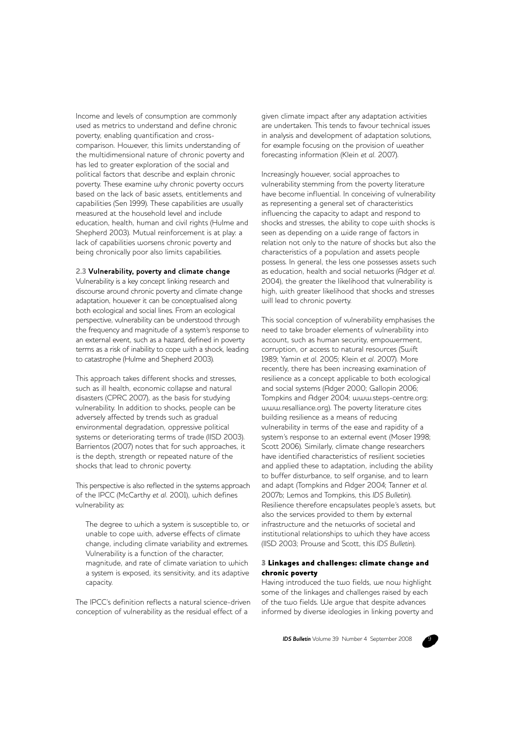Income and levels of consumption are commonly used as metrics to understand and define chronic poverty, enabling quantification and cross-comparison. However, this limits understanding of the multidimensional nature of chronic poverty and has led to greater exploration of the social and political factors that describe and explain chronic poverty. These examine why chronic poverty occurs based on the lack of basic assets, entitlements and capabilities (Sen 1999). These capabilities are usually measured at the household level and include education, health, human and civil rights (Hulme and Shepherd 2003). Mutual reinforcement is at play: a lack of capabilities worsens chronic poverty and being chronically poor also limits capabilities.

### 2.3 Vulnerability, poverty and climate change

Vulnerability is a key concept linking research and discourse around chronic poverty and climate change adaptation, however it can be conceptualised along both ecological and social lines. From an ecological perspective, vulnerability can be understood through the frequency and magnitude of a system's response to an external event, such as a hazard, defined in poverty terms as a risk of inability to cope with a shock, leading to catastrophe (Hulme and Shepherd 2003).

This approach takes different shocks and stresses, such as ill health, economic collapse and natural disasters (CPRC 2007), as the basis for studying vulnerability. In addition to shocks, people can be adversely affected by trends such as gradual environmental degradation, oppressive political systems or deteriorating terms of trade (IISD 2003). Barrientos (2007) notes that for such approaches, it is the depth, strength or repeated nature of the shocks that lead to chronic poverty.

This perspective is also reflected in the systems approach of the IPCC (McCarthy *et al.* 2001), which defines vulnerability as:

> The degree to which a system is susceptible to, or unable to cope with, adverse effects of climate change, including climate variability and extremes. Vulnerability is a function of the character, magnitude, and rate of climate variation to which a system is exposed, its sensitivity, and its adaptive capacity.

The IPCC's definition reflects a natural science-driven conception of vulnerability as the residual effect of a given climate impact after any adaptation activities are undertaken. This tends to favour technical issues in analysis and development of adaptation solutions, for example focusing on the provision of weather forecasting information (Klein *et al.* 2007).

Increasingly however, social approaches to vulnerability stemming from the poverty literature have become influential. In conceiving of vulnerability as representing a general set of characteristics influencing the capacity to adapt and respond to shocks and stresses, the ability to cope with shocks is seen as depending on a wide range of factors in relation not only to the nature of shocks but also the characteristics of a population and assets people possess. In general, the less one possesses assets such as education, health and social networks (Adger *et al.* 2004), the greater the likelihood that vulnerability is high, with greater likelihood that shocks and stresses will lead to chronic poverty.

This social conception of vulnerability emphasises the need to take broader elements of vulnerability into account, such as human security, empowerment, corruption, or access to natural resources (Swift 1989; Yamin *et al.* 2005; Klein *et al.* 2007). More recently, there has been increasing examination of resilience as a concept applicable to both ecological and social systems (Adger 2000; Gallopin 2006; Tompkins and Adger 2004; www.steps-centre.org; www.resalliance.org). The poverty literature cites building resilience as a means of reducing vulnerability in terms of the ease and rapidity of a system's response to an external event (Moser 1998; Scott 2006). Similarly, climate change researchers have identified characteristics of resilient societies and applied these to adaptation, including the ability to buffer disturbance, to self organise, and to learn and adapt (Tompkins and Adger 2004; Tanner *et al.* 2007b; Lemos and Tompkins, this *IDS Bulletin*). Resilience therefore encapsulates people's assets, but also the services provided to them by external infrastructure and the networks of societal and institutional relationships to which they have access (IISD 2003; Prowse and Scott, this *IDS Bulletin*).

## 3 Linkages and challenges: climate change and chronic poverty

Having introduced the two fields, we now highlight some of the linkages and challenges raised by each of the two fields. We argue that despite advances informed by diverse ideologies in linking poverty and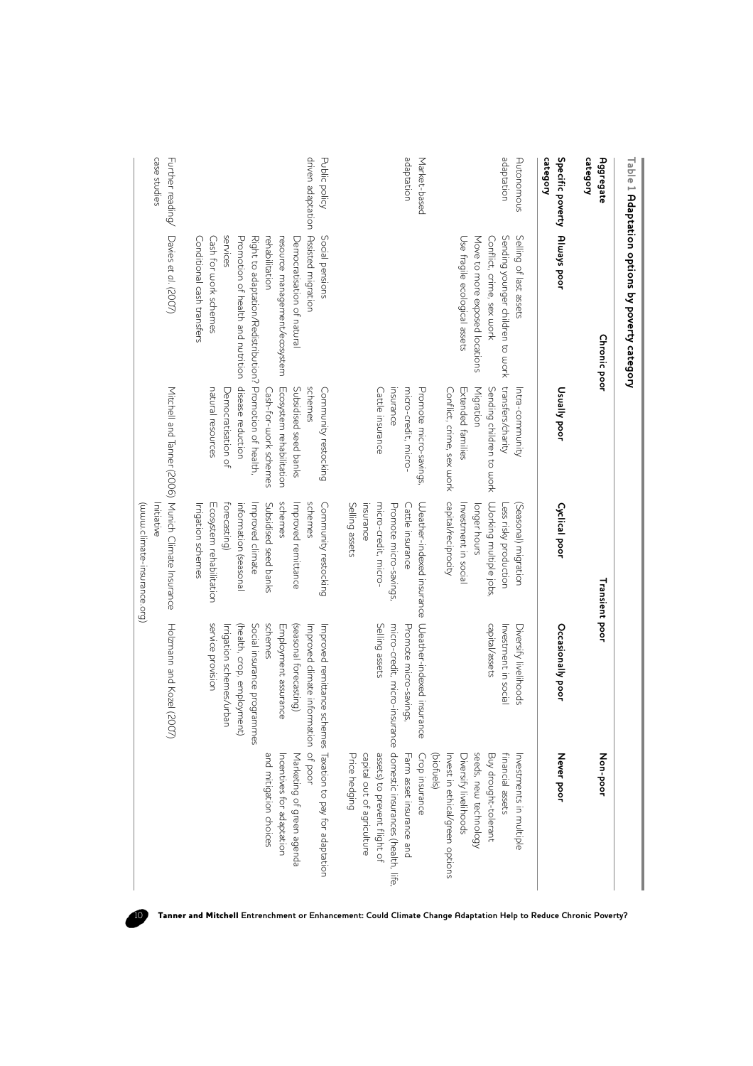**Table 1 Adaptation options by poverty category**

| Aggregate category | Chronic poor | | Transient poor | | Non-poor |
|---|---|---|---|---|---|
| **Specific poverty category** | **Always poor** | **Usually poor** | **Cyclical poor** | **Occasionally poor** | **Never poor** |
| Autonomous adaptation | Selling of last assets<br>Sending younger children to work<br>Conflict, crime, sex work<br>Move to more exposed locations<br>Use fragile ecological assets | Intra-community transfers/charity<br>Sending children to work<br>Migration<br>Extended families<br>Conflict, crime, sex work | (Seasonal) migration<br>Less risky production<br>Working multiple jobs, longer hours<br>Investment in social capital/reciprocity | Diversify livelihoods<br>Investment in social capital/assets | Investments in multiple financial assets<br>Buy drought-tolerant seeds, new technology<br>Diversify livelihoods<br>Invest in ethical/green options (biofuels) |
| Market-based adaptation | | Promote micro-savings, micro-credit, micro-insurance<br>Cattle insurance | Weather-indexed insurance<br>Cattle insurance<br>Promote micro-savings, micro-credit, micro-insurance<br>Selling assets | Weather-indexed insurance<br>Promote micro-savings, micro-credit, micro-insurance<br>Selling assets | Crop insurance<br>Farm asset insurance and domestic insurances (health, life, assets) to prevent flight of capital out of agriculture<br>Price hedging |
| Public policy driven adaptation | Social pensions<br>Assisted migration<br>Democratisation of natural resource management/ecosystem rehabilitation<br>Right to adaptation/Redistribution?<br>Promotion of health and nutrition services<br>Cash for work schemes<br>Conditional cash transfers | Community restocking schemes<br>Subsidised seed banks<br>Ecosystem rehabilitation<br>Cash-for-work schemes<br>Promotion of health, disease reduction<br>Democratisation of natural resources | Community restocking schemes<br>Improved remittance schemes<br>Subsidised seed banks<br>Improved climate information (seasonal forecasting)<br>Ecosystem rehabilitation<br>Irrigation schemes | Improved remittance schemes<br>Improved climate information (seasonal forecasting)<br>Employment assurance schemes<br>Social insurance programmes (health, crop, employment)<br>Irrigation schemes/urban service provision | Taxation to pay for adaptation of poor<br>Marketing of green agenda<br>Incentives for adaptation and mitigation choices |
| Further reading/ case studies | Davies *et al.* (2007) | Mitchell and Tanner (2006) | Munich Climate Insurance Initiative (www.climate-insurance.org) | Holzmann and Kozel (2007) | |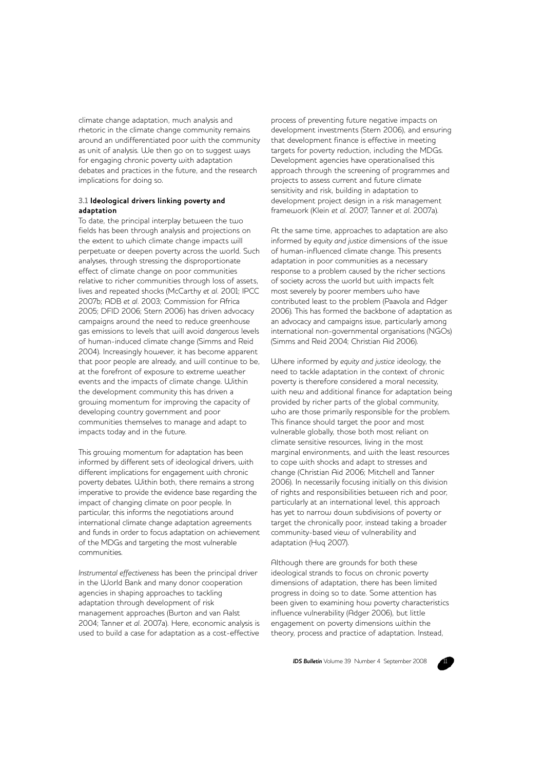climate change adaptation, much analysis and rhetoric in the climate change community remains around an undifferentiated poor with the community as unit of analysis. We then go on to suggest ways for engaging chronic poverty with adaptation debates and practices in the future, and the research implications for doing so.

### 3.1 Ideological drivers linking poverty and adaptation

To date, the principal interplay between the two fields has been through analysis and projections on the extent to which climate change impacts will perpetuate or deepen poverty across the world. Such analyses, through stressing the disproportionate effect of climate change on poor communities relative to richer communities through loss of assets, lives and repeated shocks (McCarthy *et al.* 2001; IPCC 2007b; ADB *et al.* 2003; Commission for Africa 2005; DFID 2006; Stern 2006) has driven advocacy campaigns around the need to reduce greenhouse gas emissions to levels that will avoid *dangerous* levels of human-induced climate change (Simms and Reid 2004). Increasingly however, it has become apparent that poor people are already, and will continue to be, at the forefront of exposure to extreme weather events and the impacts of climate change. Within the development community this has driven a growing momentum for improving the capacity of developing country government and poor communities themselves to manage and adapt to impacts today and in the future.

This growing momentum for adaptation has been informed by different sets of ideological drivers, with different implications for engagement with chronic poverty debates. Within both, there remains a strong imperative to provide the evidence base regarding the impact of changing climate on poor people. In particular, this informs the negotiations around international climate change adaptation agreements and funds in order to focus adaptation on achievement of the MDGs and targeting the most vulnerable communities.

*Instrumental effectiveness* has been the principal driver in the World Bank and many donor cooperation agencies in shaping approaches to tackling adaptation through development of risk management approaches (Burton and van Aalst 2004; Tanner *et al.* 2007a). Here, economic analysis is used to build a case for adaptation as a cost-effective process of preventing future negative impacts on development investments (Stern 2006), and ensuring that development finance is effective in meeting targets for poverty reduction, including the MDGs. Development agencies have operationalised this approach through the screening of programmes and projects to assess current and future climate sensitivity and risk, building in adaptation to development project design in a risk management framework (Klein *et al.* 2007; Tanner *et al.* 2007a).

At the same time, approaches to adaptation are also informed by *equity and justice* dimensions of the issue of human-influenced climate change. This presents adaptation in poor communities as a necessary response to a problem caused by the richer sections of society across the world but with impacts felt most severely by poorer members who have contributed least to the problem (Paavola and Adger 2006). This has formed the backbone of adaptation as an advocacy and campaigns issue, particularly among international non-governmental organisations (NGOs) (Simms and Reid 2004; Christian Aid 2006).

Where informed by *equity and justice* ideology, the need to tackle adaptation in the context of chronic poverty is therefore considered a moral necessity, with new and additional finance for adaptation being provided by richer parts of the global community, who are those primarily responsible for the problem. This finance should target the poor and most vulnerable globally, those both most reliant on climate sensitive resources, living in the most marginal environments, and with the least resources to cope with shocks and adapt to stresses and change (Christian Aid 2006; Mitchell and Tanner 2006). In necessarily focusing initially on this division of rights and responsibilities between rich and poor, particularly at an international level, this approach has yet to narrow down subdivisions of poverty or target the chronically poor, instead taking a broader community-based view of vulnerability and adaptation (Huq 2007).

Although there are grounds for both these ideological strands to focus on chronic poverty dimensions of adaptation, there has been limited progress in doing so to date. Some attention has been given to examining how poverty characteristics influence vulnerability (Adger 2006), but little engagement on poverty dimensions within the theory, process and practice of adaptation. Instead,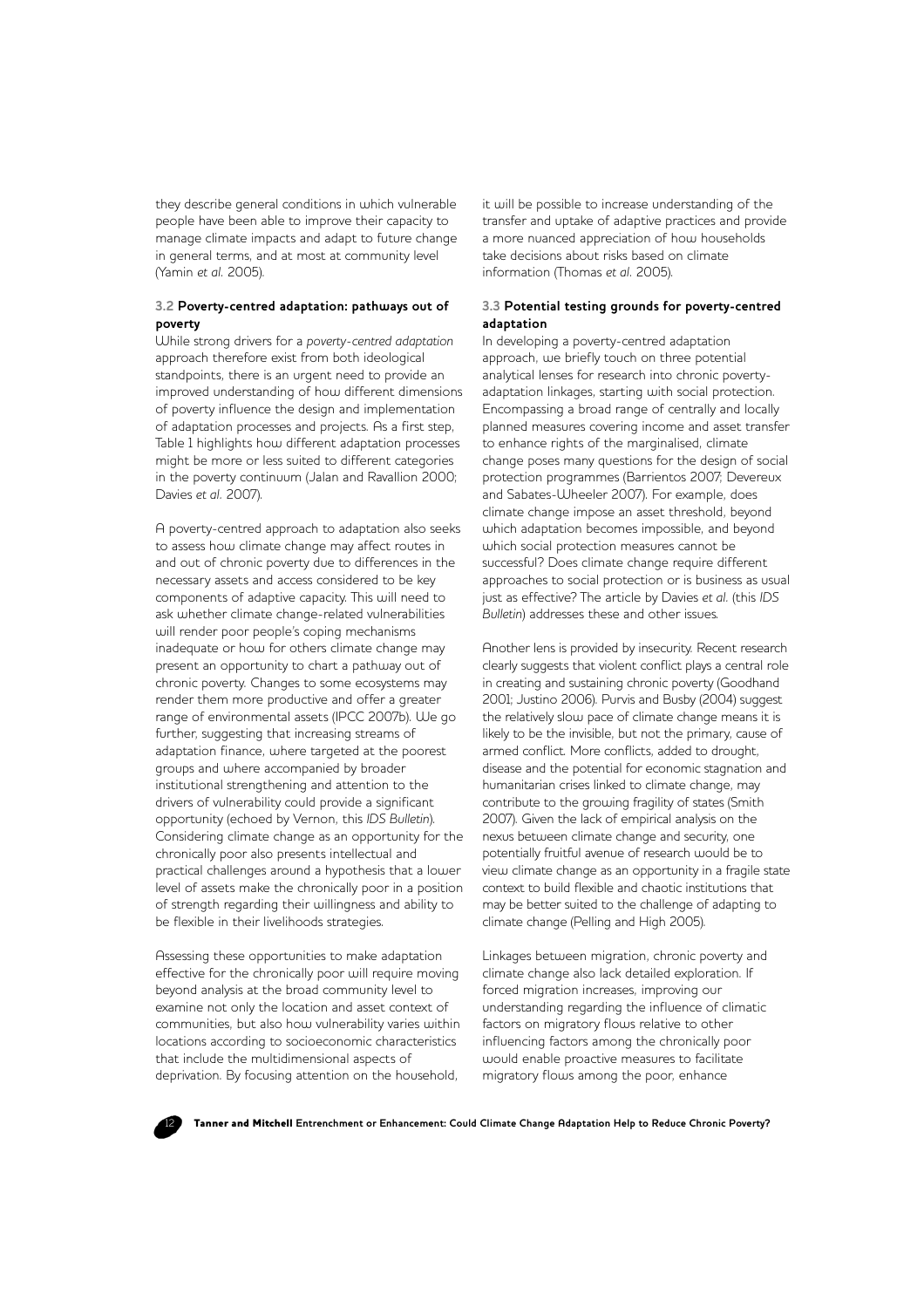they describe general conditions in which vulnerable people have been able to improve their capacity to manage climate impacts and adapt to future change in general terms, and at most at community level (Yamin *et al.* 2005).

### 3.2 Poverty-centred adaptation: pathways out of poverty

While strong drivers for a *poverty-centred adaptation* approach therefore exist from both ideological standpoints, there is an urgent need to provide an improved understanding of how different dimensions of poverty influence the design and implementation of adaptation processes and projects. As a first step, Table 1 highlights how different adaptation processes might be more or less suited to different categories in the poverty continuum (Jalan and Ravallion 2000; Davies *et al.* 2007).

A poverty-centred approach to adaptation also seeks to assess how climate change may affect routes in and out of chronic poverty due to differences in the necessary assets and access considered to be key components of adaptive capacity. This will need to ask whether climate change-related vulnerabilities will render poor people's coping mechanisms inadequate or how for others climate change may present an opportunity to chart a pathway out of chronic poverty. Changes to some ecosystems may render them more productive and offer a greater range of environmental assets (IPCC 2007b). We go further, suggesting that increasing streams of adaptation finance, where targeted at the poorest groups and where accompanied by broader institutional strengthening and attention to the drivers of vulnerability could provide a significant opportunity (echoed by Vernon, this *IDS Bulletin*). Considering climate change as an opportunity for the chronically poor also presents intellectual and practical challenges around a hypothesis that a lower level of assets make the chronically poor in a position of strength regarding their willingness and ability to be flexible in their livelihoods strategies.

Assessing these opportunities to make adaptation effective for the chronically poor will require moving beyond analysis at the broad community level to examine not only the location and asset context of communities, but also how vulnerability varies within locations according to socioeconomic characteristics that include the multidimensional aspects of deprivation. By focusing attention on the household, it will be possible to increase understanding of the transfer and uptake of adaptive practices and provide a more nuanced appreciation of how households take decisions about risks based on climate information (Thomas *et al.* 2005).

### 3.3 Potential testing grounds for poverty-centred adaptation

In developing a poverty-centred adaptation approach, we briefly touch on three potential analytical lenses for research into chronic poverty-adaptation linkages, starting with social protection. Encompassing a broad range of centrally and locally planned measures covering income and asset transfer to enhance rights of the marginalised, climate change poses many questions for the design of social protection programmes (Barrientos 2007; Devereux and Sabates-Wheeler 2007). For example, does climate change impose an asset threshold, beyond which adaptation becomes impossible, and beyond which social protection measures cannot be successful? Does climate change require different approaches to social protection or is business as usual just as effective? The article by Davies *et al.* (this *IDS Bulletin*) addresses these and other issues.

Another lens is provided by insecurity. Recent research clearly suggests that violent conflict plays a central role in creating and sustaining chronic poverty (Goodhand 2001; Justino 2006). Purvis and Busby (2004) suggest the relatively slow pace of climate change means it is likely to be the invisible, but not the primary, cause of armed conflict. More conflicts, added to drought, disease and the potential for economic stagnation and humanitarian crises linked to climate change, may contribute to the growing fragility of states (Smith 2007). Given the lack of empirical analysis on the nexus between climate change and security, one potentially fruitful avenue of research would be to view climate change as an opportunity in a fragile state context to build flexible and chaotic institutions that may be better suited to the challenge of adapting to climate change (Pelling and High 2005).

Linkages between migration, chronic poverty and climate change also lack detailed exploration. If forced migration increases, improving our understanding regarding the influence of climatic factors on migratory flows relative to other influencing factors among the chronically poor would enable proactive measures to facilitate migratory flows among the poor, enhance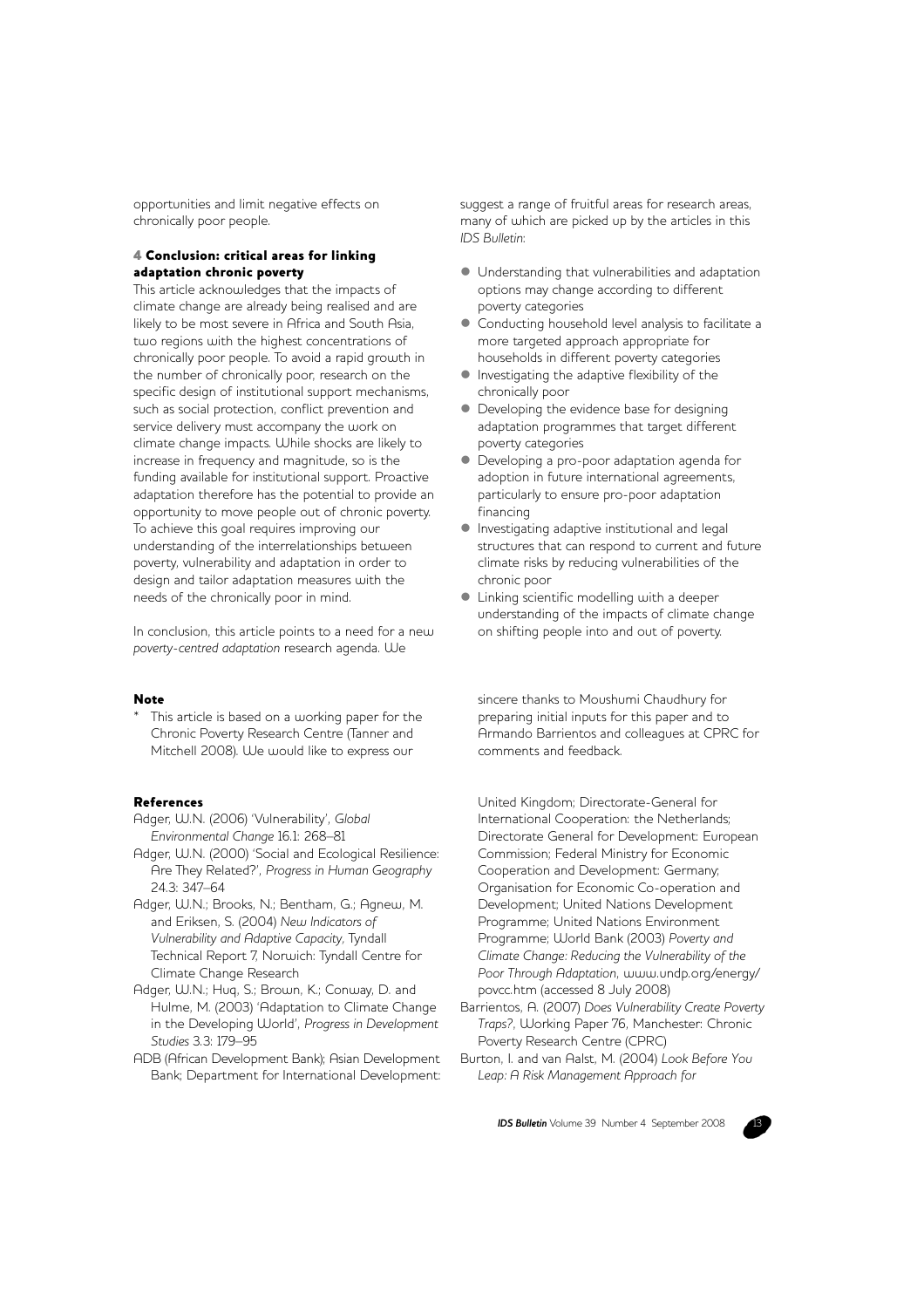opportunities and limit negative effects on chronically poor people.

## 4 Conclusion: critical areas for linking adaptation chronic poverty

This article acknowledges that the impacts of climate change are already being realised and are likely to be most severe in Africa and South Asia, two regions with the highest concentrations of chronically poor people. To avoid a rapid growth in the number of chronically poor, research on the specific design of institutional support mechanisms, such as social protection, conflict prevention and service delivery must accompany the work on climate change impacts. While shocks are likely to increase in frequency and magnitude, so is the funding available for institutional support. Proactive adaptation therefore has the potential to provide an opportunity to move people out of chronic poverty. To achieve this goal requires improving our understanding of the interrelationships between poverty, vulnerability and adaptation in order to design and tailor adaptation measures with the needs of the chronically poor in mind.

In conclusion, this article points to a need for a new *poverty-centred adaptation* research agenda. We suggest a range of fruitful areas for research areas, many of which are picked up by the articles in this *IDS Bulletin*:

- Understanding that vulnerabilities and adaptation options may change according to different poverty categories
- Conducting household level analysis to facilitate a more targeted approach appropriate for households in different poverty categories
- Investigating the adaptive flexibility of the chronically poor
- Developing the evidence base for designing adaptation programmes that target different poverty categories
- Developing a pro-poor adaptation agenda for adoption in future international agreements, particularly to ensure pro-poor adaptation financing
- Investigating adaptive institutional and legal structures that can respond to current and future climate risks by reducing vulnerabilities of the chronic poor
- Linking scientific modelling with a deeper understanding of the impacts of climate change on shifting people into and out of poverty.

### Note

\* This article is based on a working paper for the Chronic Poverty Research Centre (Tanner and Mitchell 2008). We would like to express our sincere thanks to Moushumi Chaudhury for preparing initial inputs for this paper and to Armando Barrientos and colleagues at CPRC for comments and feedback.

### References

Adger, W.N. (2006) 'Vulnerability', *Global Environmental Change* 16.1: 268–81

Adger, W.N. (2000) 'Social and Ecological Resilience: Are They Related?', *Progress in Human Geography* 24.3: 347–64

Adger, W.N.; Brooks, N.; Bentham, G.; Agnew, M. and Eriksen, S. (2004) *New Indicators of Vulnerability and Adaptive Capacity*, Tyndall Technical Report 7, Norwich: Tyndall Centre for Climate Change Research

Adger, W.N.; Huq, S.; Brown, K.; Conway, D. and Hulme, M. (2003) 'Adaptation to Climate Change in the Developing World', *Progress in Development Studies* 3.3: 179–95

ADB (African Development Bank); Asian Development Bank; Department for International Development: United Kingdom; Directorate-General for International Cooperation: the Netherlands; Directorate General for Development: European Commission; Federal Ministry for Economic Cooperation and Development: Germany; Organisation for Economic Co-operation and Development; United Nations Development Programme; United Nations Environment Programme; World Bank (2003) *Poverty and Climate Change: Reducing the Vulnerability of the Poor Through Adaptation*, www.undp.org/energy/povcc.htm (accessed 8 July 2008)

Barrientos, A. (2007) *Does Vulnerability Create Poverty Traps?*, Working Paper 76, Manchester: Chronic Poverty Research Centre (CPRC)

Burton, I. and van Aalst, M. (2004) *Look Before You Leap: A Risk Management Approach for*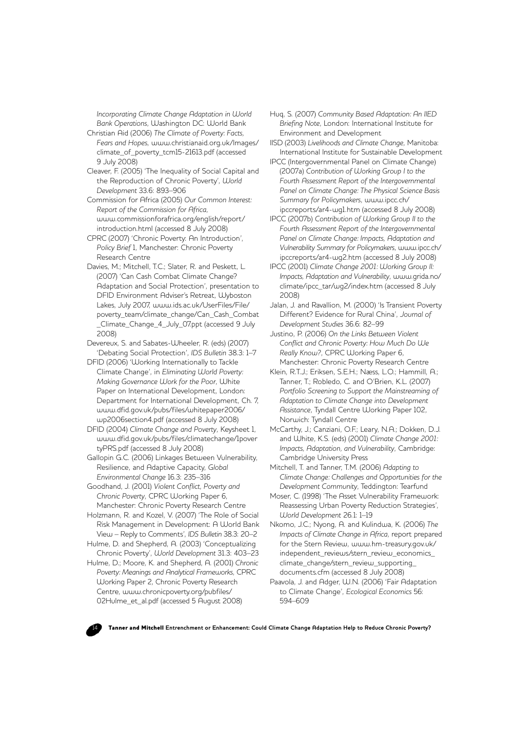*Incorporating Climate Change Adaptation in World Bank Operations*, Washington DC: World Bank

Christian Aid (2006) *The Climate of Poverty: Facts, Fears and Hopes*, www.christianaid.org.uk/Images/climate_of_poverty_tcm15-21613.pdf (accessed 9 July 2008)

Cleaver, F. (2005) 'The Inequality of Social Capital and the Reproduction of Chronic Poverty', *World Development* 33.6: 893–906

Commission for Africa (2005) *Our Common Interest: Report of the Commission for Africa*, www.commissionforafrica.org/english/report/introduction.html (accessed 8 July 2008)

CPRC (2007) 'Chronic Poverty: An Introduction', *Policy Brief* 1, Manchester: Chronic Poverty Research Centre

Davies, M.; Mitchell, T.C.; Slater, R. and Peskett, L. (2007) 'Can Cash Combat Climate Change? Adaptation and Social Protection', presentation to DFID Environment Adviser's Retreat, Wyboston Lakes, July 2007, www.ids.ac.uk/UserFiles/File/poverty_team/climate_change/Can_Cash_Combat_Climate_Change_4_July_07.ppt (accessed 9 July 2008)

Devereux, S. and Sabates-Wheeler, R. (eds) (2007) 'Debating Social Protection', *IDS Bulletin* 38.3: 1–7

DFID (2006) 'Working Internationally to Tackle Climate Change', in *Eliminating World Poverty: Making Governance Work for the Poor*, White Paper on International Development, London: Department for International Development, Ch. 7, www.dfid.gov.uk/pubs/files/whitepaper2006/wp2006section4.pdf (accessed 8 July 2008)

DFID (2004) *Climate Change and Poverty*, Keysheet 1, www.dfid.gov.uk/pubs/files/climatechange/1povertyPRS.pdf (accessed 8 July 2008)

Gallopin G.C. (2006) Linkages Between Vulnerability, Resilience, and Adaptive Capacity, *Global Environmental Change* 16.3: 235–316

Goodhand, J. (2001) *Violent Conflict, Poverty and Chronic Poverty*, CPRC Working Paper 6, Manchester: Chronic Poverty Research Centre

Holzmann, R. and Kozel, V. (2007) 'The Role of Social Risk Management in Development: A World Bank View – Reply to Comments', *IDS Bulletin* 38.3: 20–2

Hulme, D. and Shepherd, A. (2003) 'Conceptualizing Chronic Poverty', *World Development* 31.3: 403–23

Hulme, D.; Moore, K. and Shepherd, A. (2001) *Chronic Poverty: Meanings and Analytical Frameworks*, CPRC Working Paper 2, Chronic Poverty Research Centre, www.chronicpoverty.org/pubfiles/02Hulme_et_al.pdf (accessed 5 August 2008)

Huq, S. (2007) *Community Based Adaptation: An IIED Briefing Note*, London: International Institute for Environment and Development

IISD (2003) *Livelihoods and Climate Change*, Manitoba: International Institute for Sustainable Development

IPCC (Intergovernmental Panel on Climate Change) (2007a) *Contribution of Working Group I to the Fourth Assessment Report of the Intergovernmental Panel on Climate Change: The Physical Science Basis Summary for Policymakers*, www.ipcc.ch/ipccreports/ar4-wg1.htm (accessed 8 July 2008)

IPCC (2007b) *Contribution of Working Group II to the Fourth Assessment Report of the Intergovernmental Panel on Climate Change: Impacts, Adaptation and Vulnerability Summary for Policymakers*, www.ipcc.ch/ipccreports/ar4-wg2.htm (accessed 8 July 2008)

IPCC (2001) *Climate Change 2001: Working Group II: Impacts, Adaptation and Vulnerability*, www.grida.no/climate/ipcc_tar/wg2/index.htm (accessed 8 July 2008)

Jalan, J. and Ravallion, M. (2000) 'Is Transient Poverty Different? Evidence for Rural China', *Journal of Development Studies* 36.6: 82–99

Justino, P. (2006) *On the Links Between Violent Conflict and Chronic Poverty: How Much Do We Really Know?*, CPRC Working Paper 6, Manchester: Chronic Poverty Research Centre

Klein, R.T.J.; Eriksen, S.E.H.; Næss, L.O.; Hammill, A.; Tanner, T.; Robledo, C. and O'Brien, K.L. (2007) *Portfolio Screening to Support the Mainstreaming of Adaptation to Climate Change into Development Assistance*, Tyndall Centre Working Paper 102, Norwich: Tyndall Centre

McCarthy, J.; Canziani, O.F.; Leary, N.A.; Dokken, D.J. and White, K.S. (eds) (2001) *Climate Change 2001: Impacts, Adaptation, and Vulnerability*, Cambridge: Cambridge University Press

Mitchell, T. and Tanner, T.M. (2006) *Adapting to Climate Change: Challenges and Opportunities for the Development Community*, Teddington: Tearfund

Moser, C. (1998) 'The Asset Vulnerability Framework: Reassessing Urban Poverty Reduction Strategies', *World Development* 26.1: 1–19

Nkomo, J.C.; Nyong, A. and Kulindwa, K. (2006) *The Impacts of Climate Change in Africa*, report prepared for the Stern Review, www.hm-treasury.gov.uk/independent_reviews/stern_review_economics_climate_change/stern_review_supporting_documents.cfm (accessed 8 July 2008)

Paavola, J. and Adger, W.N. (2006) 'Fair Adaptation to Climate Change', *Ecological Economics* 56: 594–609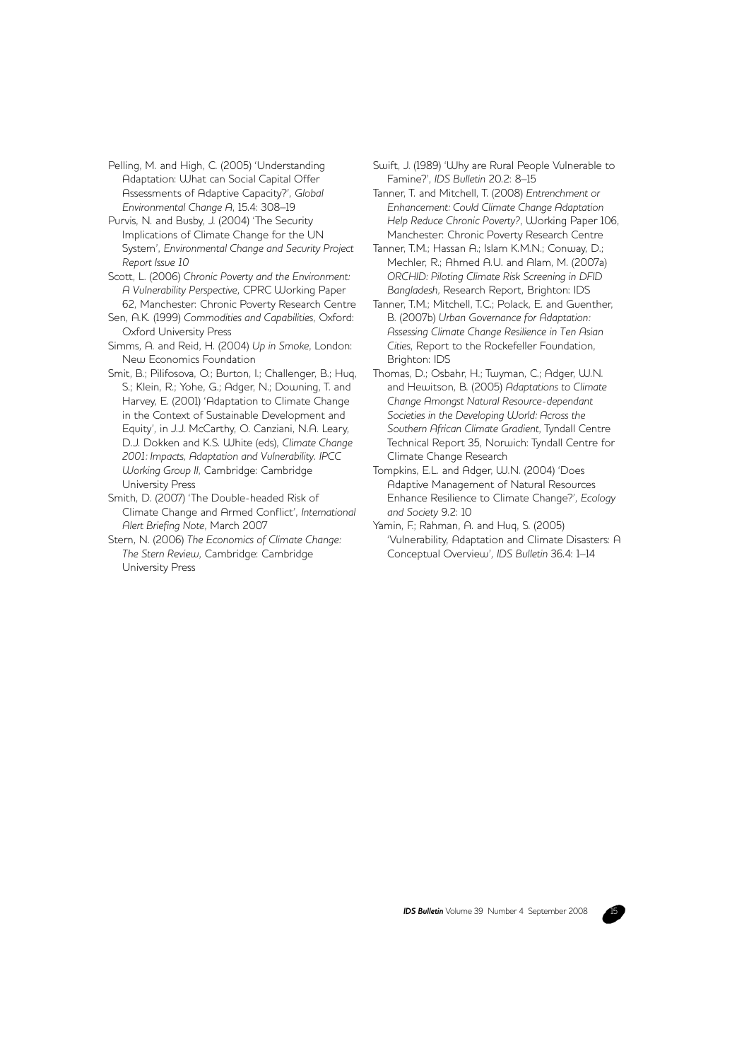Pelling, M. and High, C. (2005) 'Understanding Adaptation: What can Social Capital Offer Assessments of Adaptive Capacity?', *Global Environmental Change A*, 15.4: 308–19

Purvis, N. and Busby, J. (2004) 'The Security Implications of Climate Change for the UN System', *Environmental Change and Security Project Report Issue 10*

Scott, L. (2006) *Chronic Poverty and the Environment: A Vulnerability Perspective*, CPRC Working Paper 62, Manchester: Chronic Poverty Research Centre

Sen, A.K. (1999) *Commodities and Capabilities*, Oxford: Oxford University Press

Simms, A. and Reid, H. (2004) *Up in Smoke*, London: New Economics Foundation

Smit, B.; Pilifosova, O.; Burton, I.; Challenger, B.; Huq, S.; Klein, R.; Yohe, G.; Adger, N.; Downing, T. and Harvey, E. (2001) 'Adaptation to Climate Change in the Context of Sustainable Development and Equity', in J.J. McCarthy, O. Canziani, N.A. Leary, D.J. Dokken and K.S. White (eds), *Climate Change 2001: Impacts, Adaptation and Vulnerability. IPCC Working Group II*, Cambridge: Cambridge University Press

Smith, D. (2007) 'The Double-headed Risk of Climate Change and Armed Conflict', *International Alert Briefing Note*, March 2007

Stern, N. (2006) *The Economics of Climate Change: The Stern Review*, Cambridge: Cambridge University Press

Swift, J. (1989) 'Why are Rural People Vulnerable to Famine?', *IDS Bulletin* 20.2: 8–15

Tanner, T. and Mitchell, T. (2008) *Entrenchment or Enhancement: Could Climate Change Adaptation Help Reduce Chronic Poverty?*, Working Paper 106, Manchester: Chronic Poverty Research Centre

Tanner, T.M.; Hassan A.; Islam K.M.N.; Conway, D.; Mechler, R.; Ahmed A.U. and Alam, M. (2007a) *ORCHID: Piloting Climate Risk Screening in DFID Bangladesh*, Research Report, Brighton: IDS

Tanner, T.M.; Mitchell, T.C.; Polack, E. and Guenther, B. (2007b) *Urban Governance for Adaptation: Assessing Climate Change Resilience in Ten Asian Cities*, Report to the Rockefeller Foundation, Brighton: IDS

Thomas, D.; Osbahr, H.; Twyman, C.; Adger, W.N. and Hewitson, B. (2005) *Adaptations to Climate Change Amongst Natural Resource-dependant Societies in the Developing World: Across the Southern African Climate Gradient*, Tyndall Centre Technical Report 35, Norwich: Tyndall Centre for Climate Change Research

Tompkins, E.L. and Adger, W.N. (2004) 'Does Adaptive Management of Natural Resources Enhance Resilience to Climate Change?', *Ecology and Society* 9.2: 10

Yamin, F.; Rahman, A. and Huq, S. (2005) 'Vulnerability, Adaptation and Climate Disasters: A Conceptual Overview', *IDS Bulletin* 36.4: 1–14